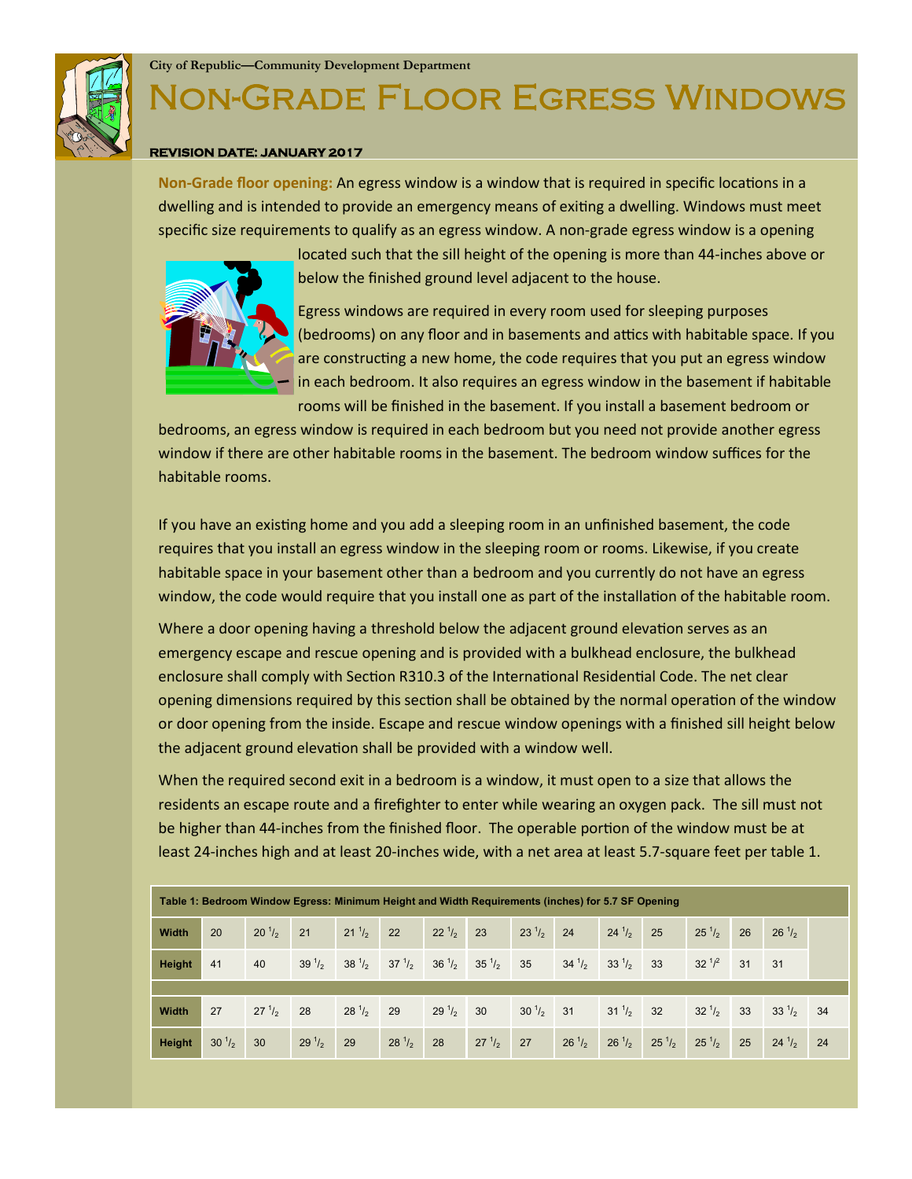City of Republic—Community Development Department

# Non-Grade Floor Egress Windows

**REVISION DATE: JANUARY 2017**

**Non-Grade floor opening:** An egress window is a window that is required in specific locations in a dwelling and is intended to provide an emergency means of exiting a dwelling. Windows must meet specific size requirements to qualify as an egress window. A non-grade egress window is a opening located such that the sill height of the opening is more than 44-inches above or below the finished ground level adjacent to the house.

Egress windows are required in every room used for sleeping purposes (bedrooms) on any floor and in basements and attics with habitable space. If you are constructing a new home, the code requires that you put an egress window in each bedroom. It also requires an egress window in the basement if habitable rooms will be finished in the basement. If you install a basement bedroom or bedrooms, an egress window is required in each bedroom but you need not provide another egress window if there are other habitable rooms in the basement. The bedroom window suffices for the habitable rooms.

If you have an existing home and you add a sleeping room in an unfinished basement, the code requires that you install an egress window in the sleeping room or rooms. Likewise, if you create habitable space in your basement other than a bedroom and you currently do not have an egress window, the code would require that you install one as part of the installation of the habitable room.

Where a door opening having a threshold below the adjacent ground elevation serves as an emergency escape and rescue opening and is provided with a bulkhead enclosure, the bulkhead enclosure shall comply with Section R310.3 of the International Residential Code. The net clear opening dimensions required by this section shall be obtained by the normal operation of the window or door opening from the inside. Escape and rescue window openings with a finished sill height below the adjacent ground elevation shall be provided with a window well.

When the required second exit in a bedroom is a window, it must open to a size that allows the residents an escape route and a firefighter to enter while wearing an oxygen pack. The sill must not be higher than 44-inches from the finished floor. The operable portion of the window must be at least 24-inches high and at least 20-inches wide, with a net area at least 5.7-square feet per table 1.

**Table 1: Bedroom Window Egress: Minimum Height and Width Requirements (inches) for 5.7 SF Opening**

| | | | | | | | | | | | | | | | |
|---|---|---|---|---|---|---|---|---|---|---|---|---|---|---|---|
| **Width** | 20 | 20 1/2 | 21 | 21 1/2 | 22 | 22 1/2 | 23 | 23 1/2 | 24 | 24 1/2 | 25 | 25 1/2 | 26 | 26 1/2 | |
| **Height** | 41 | 40 | 39 1/2 | 38 1/2 | 37 1/2 | 36 1/2 | 35 1/2 | 35 | 34 1/2 | 33 1/2 | 33 | 32 1/2 | 31 | 31 | |
| | | | | | | | | | | | | | | | |
| **Width** | 27 | 27 1/2 | 28 | 28 1/2 | 29 | 29 1/2 | 30 | 30 1/2 | 31 | 31 1/2 | 32 | 32 1/2 | 33 | 33 1/2 | 34 |
| **Height** | 30 1/2 | 30 | 29 1/2 | 29 | 28 1/2 | 28 | 27 1/2 | 27 | 26 1/2 | 26 1/2 | 25 1/2 | 25 1/2 | 25 | 24 1/2 | 24 |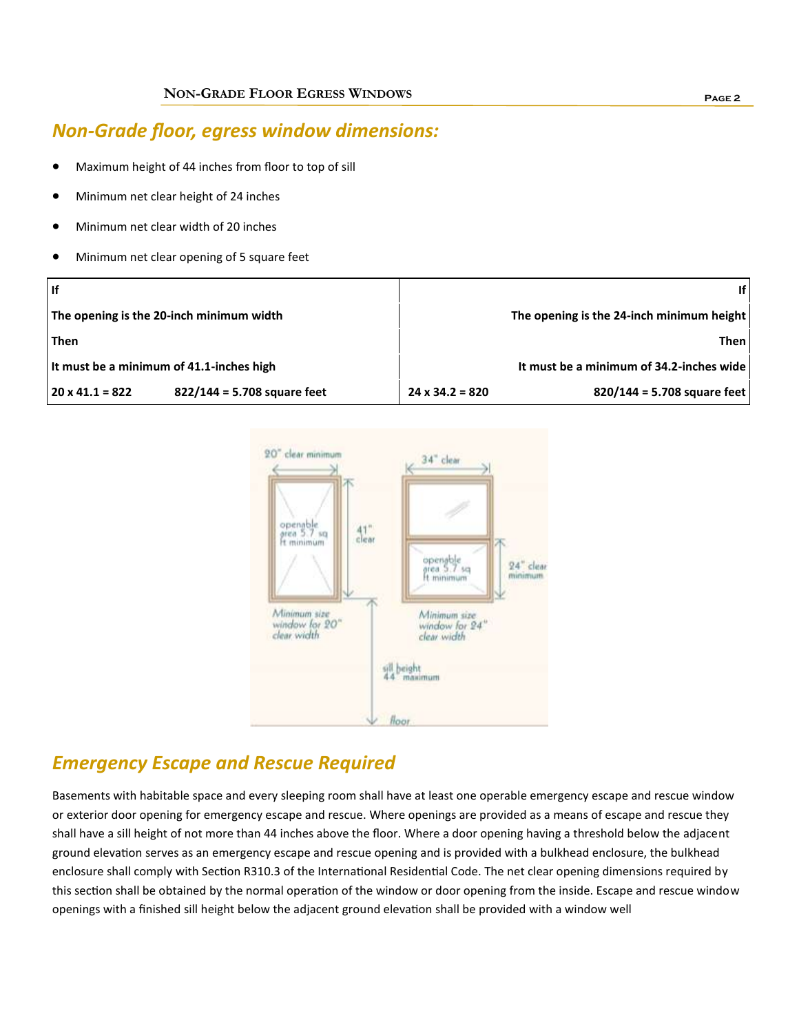## Non-Grade floor, egress window dimensions:

- Maximum height of 44 inches from floor to top of sill
- Minimum net clear height of 24 inches
- Minimum net clear width of 20 inches
- Minimum net clear opening of 5 square feet

| If | | | If |
|---|---|---|---|
| **The opening is the 20-inch minimum width** | | | **The opening is the 24-inch minimum height** |
| **Then** | | | **Then** |
| **It must be a minimum of 41.1-inches high** | | | **It must be a minimum of 34.2-inches wide** |
| **20 x 41.1 = 822** | **822/144 = 5.708 square feet** | **24 x 34.2 = 820** | **820/144 = 5.708 square feet** |

20" clear minimum

openable area 5.7 sq ft minimum

41" clear

Minimum size window for 20" clear width

34" clear

openable area 5.7 sq ft minimum

24" clear minimum

Minimum size window for 24" clear width

sill height 44" maximum

floor

## Emergency Escape and Rescue Required

Basements with habitable space and every sleeping room shall have at least one operable emergency escape and rescue window or exterior door opening for emergency escape and rescue. Where openings are provided as a means of escape and rescue they shall have a sill height of not more than 44 inches above the floor. Where a door opening having a threshold below the adjacent ground elevation serves as an emergency escape and rescue opening and is provided with a bulkhead enclosure, the bulkhead enclosure shall comply with Section R310.3 of the International Residential Code. The net clear opening dimensions required by this section shall be obtained by the normal operation of the window or door opening from the inside. Escape and rescue window openings with a finished sill height below the adjacent ground elevation shall be provided with a window well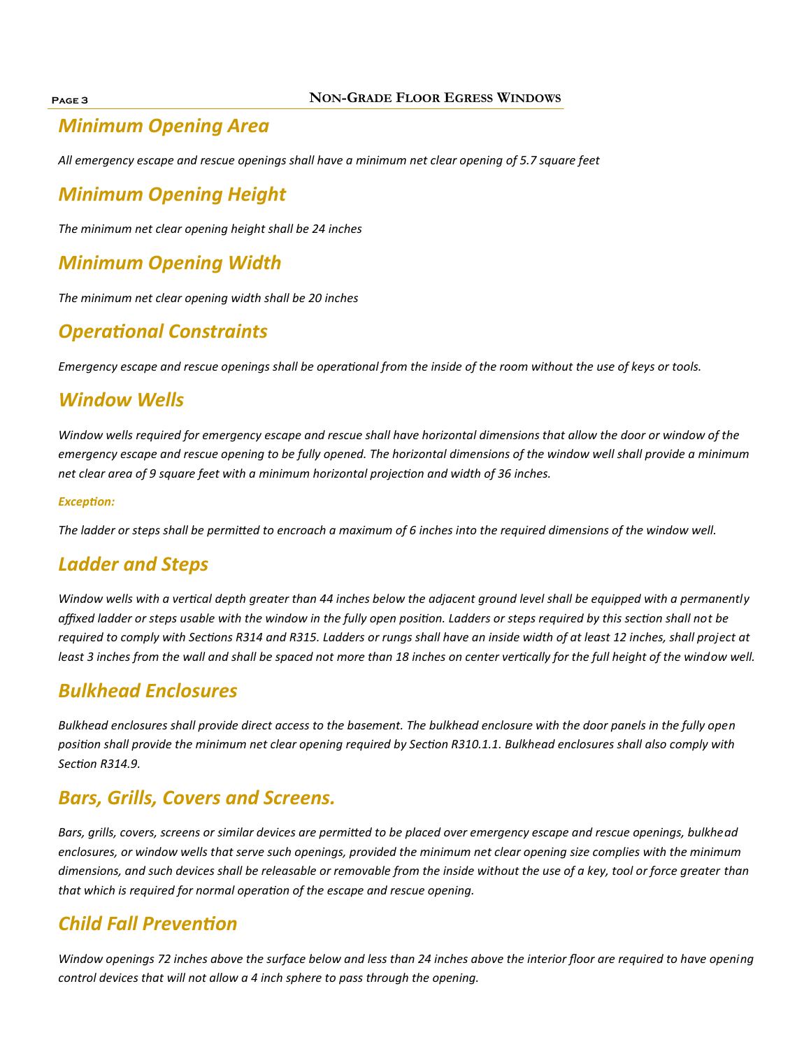## *Minimum Opening Area*

*All emergency escape and rescue openings shall have a minimum net clear opening of 5.7 square feet*

## *Minimum Opening Height*

*The minimum net clear opening height shall be 24 inches*

## *Minimum Opening Width*

*The minimum net clear opening width shall be 20 inches*

## *Operational Constraints*

*Emergency escape and rescue openings shall be operational from the inside of the room without the use of keys or tools.*

## *Window Wells*

*Window wells required for emergency escape and rescue shall have horizontal dimensions that allow the door or window of the emergency escape and rescue opening to be fully opened. The horizontal dimensions of the window well shall provide a minimum net clear area of 9 square feet with a minimum horizontal projection and width of 36 inches.*

***Exception:***

*The ladder or steps shall be permitted to encroach a maximum of 6 inches into the required dimensions of the window well.*

## *Ladder and Steps*

*Window wells with a vertical depth greater than 44 inches below the adjacent ground level shall be equipped with a permanently affixed ladder or steps usable with the window in the fully open position. Ladders or steps required by this section shall not be required to comply with Sections R314 and R315. Ladders or rungs shall have an inside width of at least 12 inches, shall project at least 3 inches from the wall and shall be spaced not more than 18 inches on center vertically for the full height of the window well.*

## *Bulkhead Enclosures*

*Bulkhead enclosures shall provide direct access to the basement. The bulkhead enclosure with the door panels in the fully open position shall provide the minimum net clear opening required by Section R310.1.1. Bulkhead enclosures shall also comply with Section R314.9.*

## *Bars, Grills, Covers and Screens.*

*Bars, grills, covers, screens or similar devices are permitted to be placed over emergency escape and rescue openings, bulkhead enclosures, or window wells that serve such openings, provided the minimum net clear opening size complies with the minimum dimensions, and such devices shall be releasable or removable from the inside without the use of a key, tool or force greater than that which is required for normal operation of the escape and rescue opening.*

## *Child Fall Prevention*

*Window openings 72 inches above the surface below and less than 24 inches above the interior floor are required to have opening control devices that will not allow a 4 inch sphere to pass through the opening.*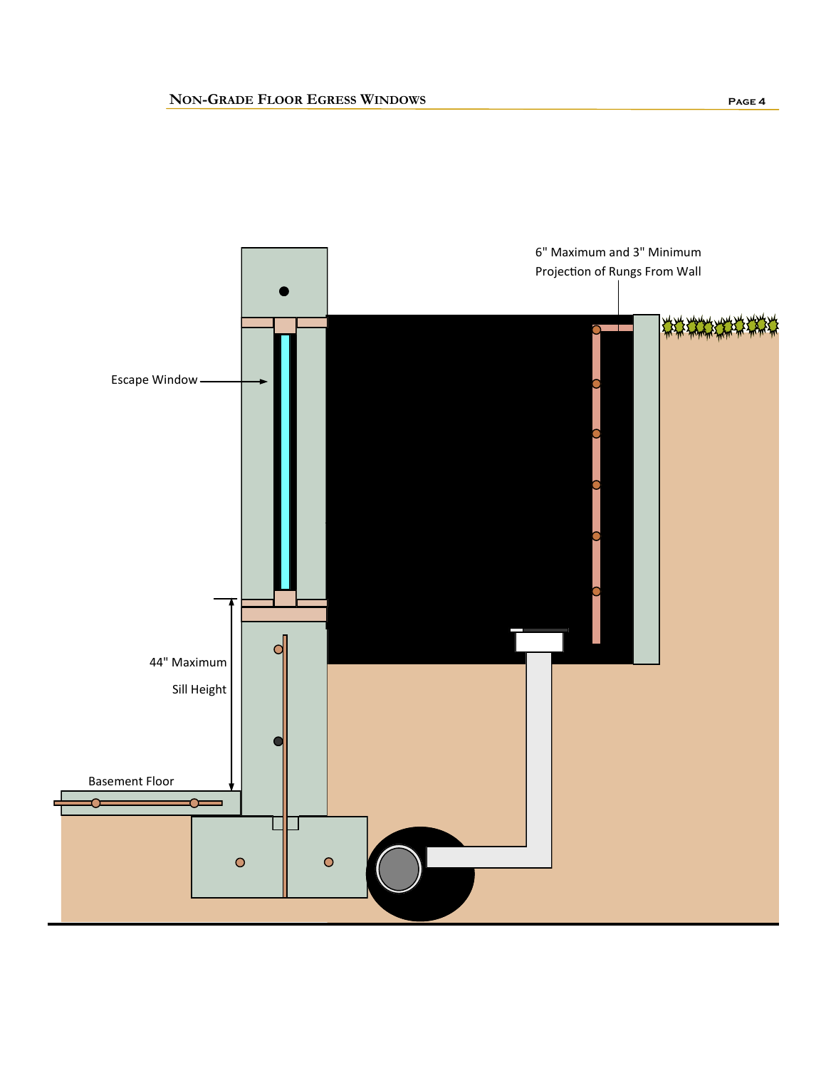6" Maximum and 3" Minimum Projection of Rungs From Wall

Escape Window

44" Maximum Sill Height

Basement Floor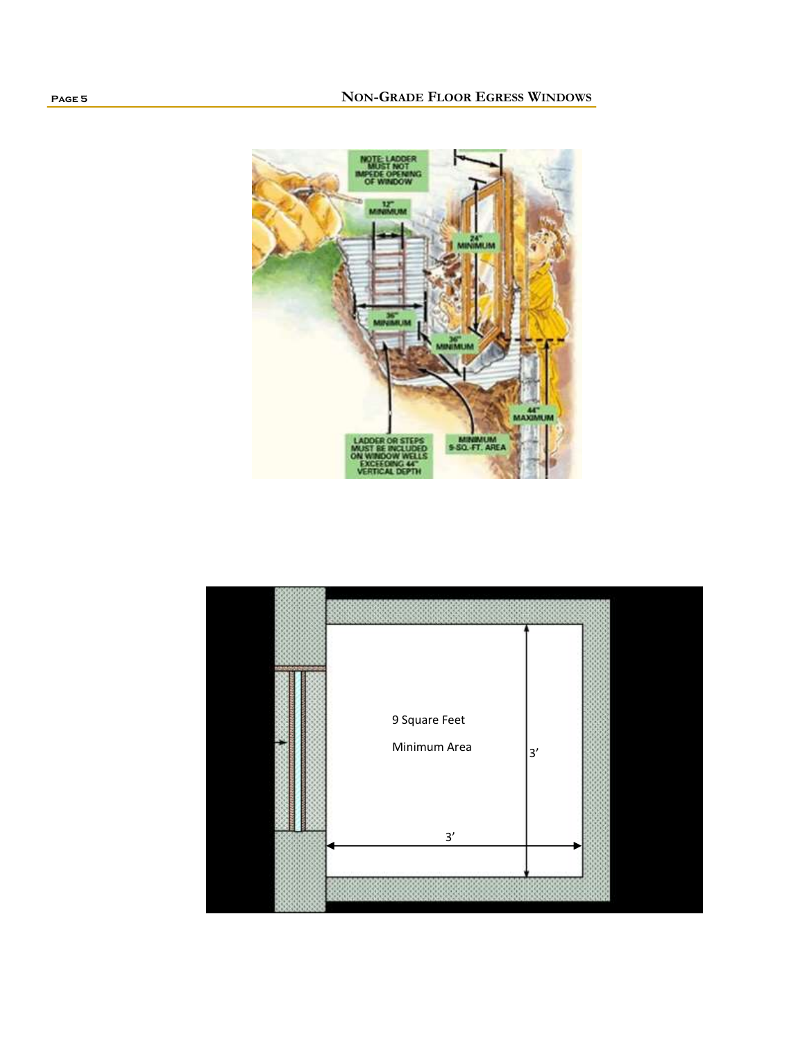NOTE: LADDER MUST NOT IMPEDE OPENING OF WINDOW

12" MINIMUM

24" MINIMUM

36" MINIMUM

36" MINIMUM

44" MAXIMUM

LADDER OR STEPS MUST BE INCLUDED ON WINDOW WELLS EXCEEDING 44" VERTICAL DEPTH

MINIMUM 9-SQ.-FT. AREA

9 Square Feet

Minimum Area

3’

3’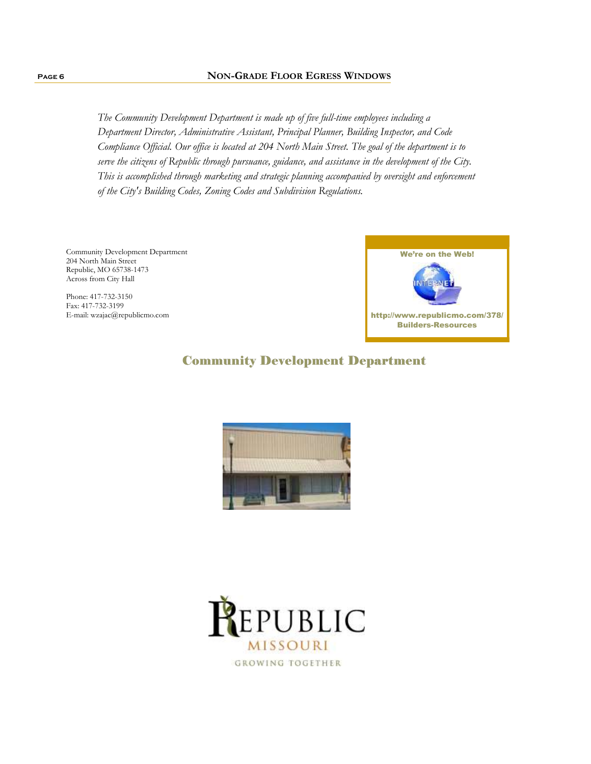*The Community Development Department is made up of five full-time employees including a Department Director, Administrative Assistant, Principal Planner, Building Inspector, and Code Compliance Official. Our office is located at 204 North Main Street. The goal of the department is to serve the citizens of Republic through pursuance, guidance, and assistance in the development of the City. This is accomplished through marketing and strategic planning accompanied by oversight and enforcement of the City's Building Codes, Zoning Codes and Subdivision Regulations.*

Community Development Department
204 North Main Street
Republic, MO 65738-1473
Across from City Hall

Phone: 417-732-3150
Fax: 417-732-3199
E-mail: wzajac@republicmo.com

**We're on the Web!**

**http://www.republicmo.com/378/Builders-Resources**

## Community Development Department

REPUBLIC
MISSOURI
GROWING TOGETHER